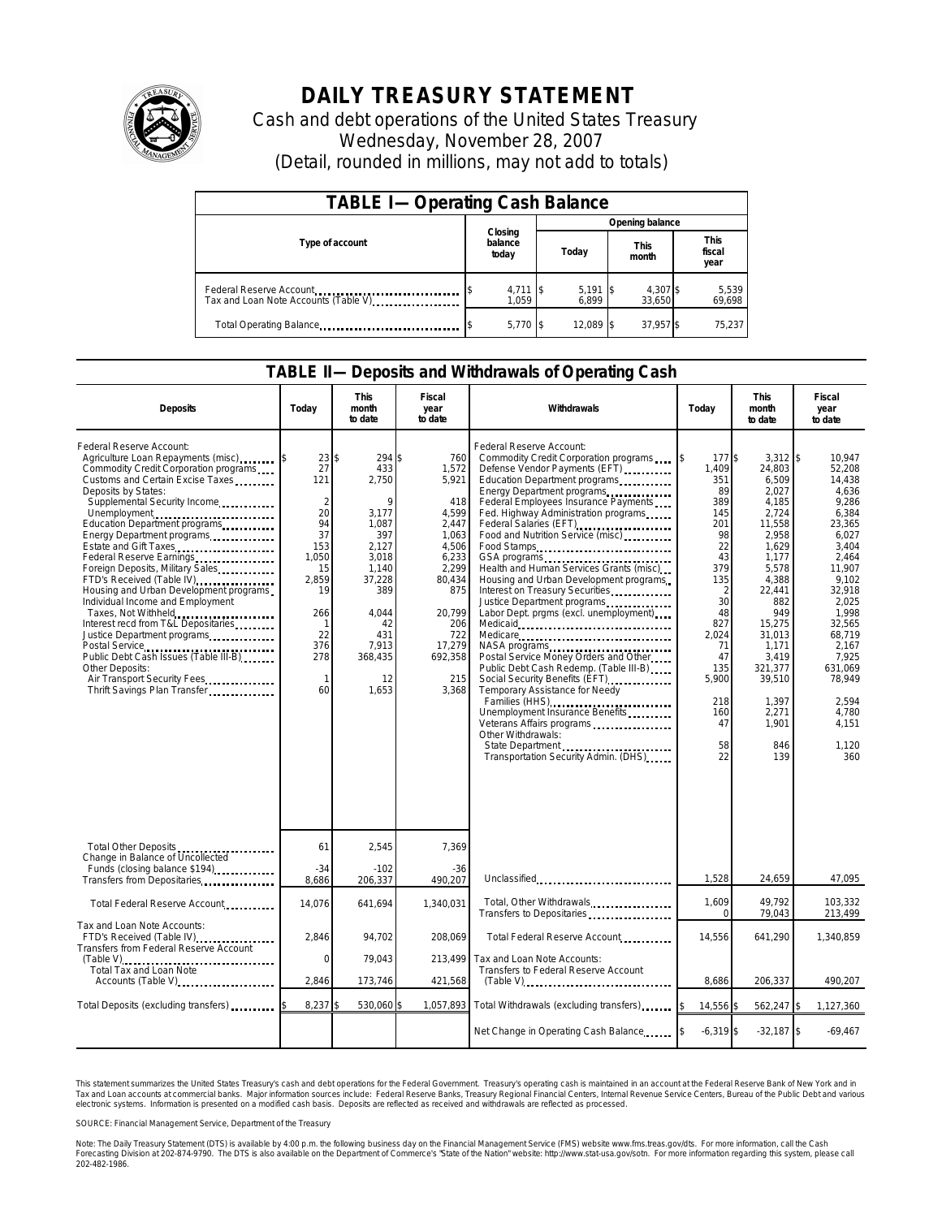# DAILY TREASURY STATEMENT

Cash and debt operations of the United States Treasury
Wednesday, November 28, 2007
(Detail, rounded in millions, may not add to totals)

## TABLE I— Operating Cash Balance

| Type of account | Closing balance today | Opening balance Today | Opening balance This month | Opening balance This fiscal year |
|---|---|---|---|---|
| Federal Reserve Account | $ 4,711 | $ 5,191 | $ 4,307 | $ 5,539 |
| Tax and Loan Note Accounts (Table V) | 1,059 | 6,899 | 33,650 | 69,698 |
| Total Operating Balance | $ 5,770 | $ 12,089 | $ 37,957 | $ 75,237 |

## TABLE II— Deposits and Withdrawals of Operating Cash

| Deposits | Today | This month to date | Fiscal year to date |
|---|---|---|---|
| Federal Reserve Account: | | | |
| Agriculture Loan Repayments (misc) | $ 23 | $ 294 | $ 760 |
| Commodity Credit Corporation programs | 27 | 433 | 1,572 |
| Customs and Certain Excise Taxes | 121 | 2,750 | 5,921 |
| Deposits by States: | | | |
| Supplemental Security Income | 2 | 9 | 418 |
| Unemployment | 20 | 3,177 | 4,599 |
| Education Department programs | 94 | 1,087 | 2,447 |
| Energy Department programs | 37 | 397 | 1,063 |
| Estate and Gift Taxes | 153 | 2,127 | 4,506 |
| Federal Reserve Earnings | 1,050 | 3,018 | 6,233 |
| Foreign Deposits, Military Sales | 15 | 1,140 | 2,299 |
| FTD's Received (Table IV) | 2,859 | 37,228 | 80,434 |
| Housing and Urban Development programs | 19 | 389 | 875 |
| Individual Income and Employment Taxes, Not Withheld | 266 | 4,044 | 20,799 |
| Interest recd from T&L Depositaries | 1 | 42 | 206 |
| Justice Department programs | 22 | 431 | 722 |
| Postal Service | 376 | 7,913 | 17,279 |
| Public Debt Cash Issues (Table III-B) | 278 | 368,435 | 692,358 |
| Other Deposits: | | | |
| Air Transport Security Fees | 1 | 12 | 215 |
| Thrift Savings Plan Transfer | 60 | 1,653 | 3,368 |
| Total Other Deposits | 61 | 2,545 | 7,369 |
| Change in Balance of Uncollected Funds (closing balance $194) | -34 | -102 | -36 |
| Transfers from Depositaries | 8,686 | 206,337 | 490,207 |
| Total Federal Reserve Account | 14,076 | 641,694 | 1,340,031 |
| Tax and Loan Note Accounts: | | | |
| FTD's Received (Table IV) | 2,846 | 94,702 | 208,069 |
| Transfers from Federal Reserve Account (Table V) | 0 | 79,043 | 213,499 |
| Total Tax and Loan Note Accounts (Table V) | 2,846 | 173,746 | 421,568 |
| Total Deposits (excluding transfers) | $ 8,237 | $ 530,060 | $ 1,057,893 |

| Withdrawals | Today | This month to date | Fiscal year to date |
|---|---|---|---|
| Federal Reserve Account: | | | |
| Commodity Credit Corporation programs | $ 177 | $ 3,312 | $ 10,947 |
| Defense Vendor Payments (EFT) | 1,409 | 24,803 | 52,208 |
| Education Department programs | 351 | 6,509 | 14,438 |
| Energy Department programs | 89 | 2,027 | 4,636 |
| Federal Employees Insurance Payments | 389 | 4,185 | 9,286 |
| Fed. Highway Administration programs | 145 | 2,724 | 6,384 |
| Federal Salaries (EFT) | 201 | 11,558 | 23,365 |
| Food and Nutrition Service (misc) | 98 | 2,958 | 6,027 |
| Food Stamps | 22 | 1,629 | 3,404 |
| GSA programs | 43 | 1,177 | 2,464 |
| Health and Human Services Grants (misc) | 379 | 5,578 | 11,907 |
| Housing and Urban Development programs | 135 | 4,388 | 9,102 |
| Interest on Treasury Securities | 2 | 22,441 | 32,918 |
| Justice Department programs | 30 | 882 | 2,025 |
| Labor Dept. prgms (excl. unemployment) | 48 | 949 | 1,998 |
| Medicaid | 827 | 15,275 | 32,565 |
| Medicare | 2,024 | 31,013 | 68,719 |
| NASA programs | 71 | 1,171 | 2,167 |
| Postal Service Money Orders and Other | 47 | 3,419 | 7,925 |
| Public Debt Cash Redemp. (Table III-B) | 135 | 321,377 | 631,069 |
| Social Security Benefits (EFT) | 5,900 | 39,510 | 78,949 |
| Temporary Assistance for Needy Families (HHS) | 218 | 1,397 | 2,594 |
| Unemployment Insurance Benefits | 160 | 2,271 | 4,780 |
| Veterans Affairs programs | 47 | 1,901 | 4,151 |
| Other Withdrawals: | | | |
| State Department | 58 | 846 | 1,120 |
| Transportation Security Admin. (DHS) | 22 | 139 | 360 |
| Unclassified | 1,528 | 24,659 | 47,095 |
| Total, Other Withdrawals | 1,609 | 49,792 | 103,332 |
| Transfers to Depositaries | 0 | 79,043 | 213,499 |
| Total Federal Reserve Account | 14,556 | 641,290 | 1,340,859 |
| Tax and Loan Note Accounts: | | | |
| Transfers to Federal Reserve Account (Table V) | 8,686 | 206,337 | 490,207 |
| Total Withdrawals (excluding transfers) | $ 14,556 | $ 562,247 | $ 1,127,360 |
| Net Change in Operating Cash Balance | $ -6,319 | $ -32,187 | $ -69,467 |

This statement summarizes the United States Treasury's cash and debt operations for the Federal Government. Treasury's operating cash is maintained in an account at the Federal Reserve Bank of New York and in Tax and Loan accounts at commercial banks. Major information sources include: Federal Reserve Banks, Treasury Regional Financial Centers, Internal Revenue Service Centers, Bureau of the Public Debt and various electronic systems. Information is presented on a modified cash basis. Deposits are reflected as received and withdrawals are reflected as processed.

SOURCE: Financial Management Service, Department of the Treasury

Note: The Daily Treasury Statement (DTS) is available by 4:00 p.m. the following business day on the Financial Management Service (FMS) website www.fms.treas.gov/dts. For more information, call the Cash Forecasting Division at 202-874-9790. The DTS is also available on the Department of Commerce's "State of the Nation" website: http://www.stat-usa.gov/sotn. For more information regarding this system, please call 202-482-1986.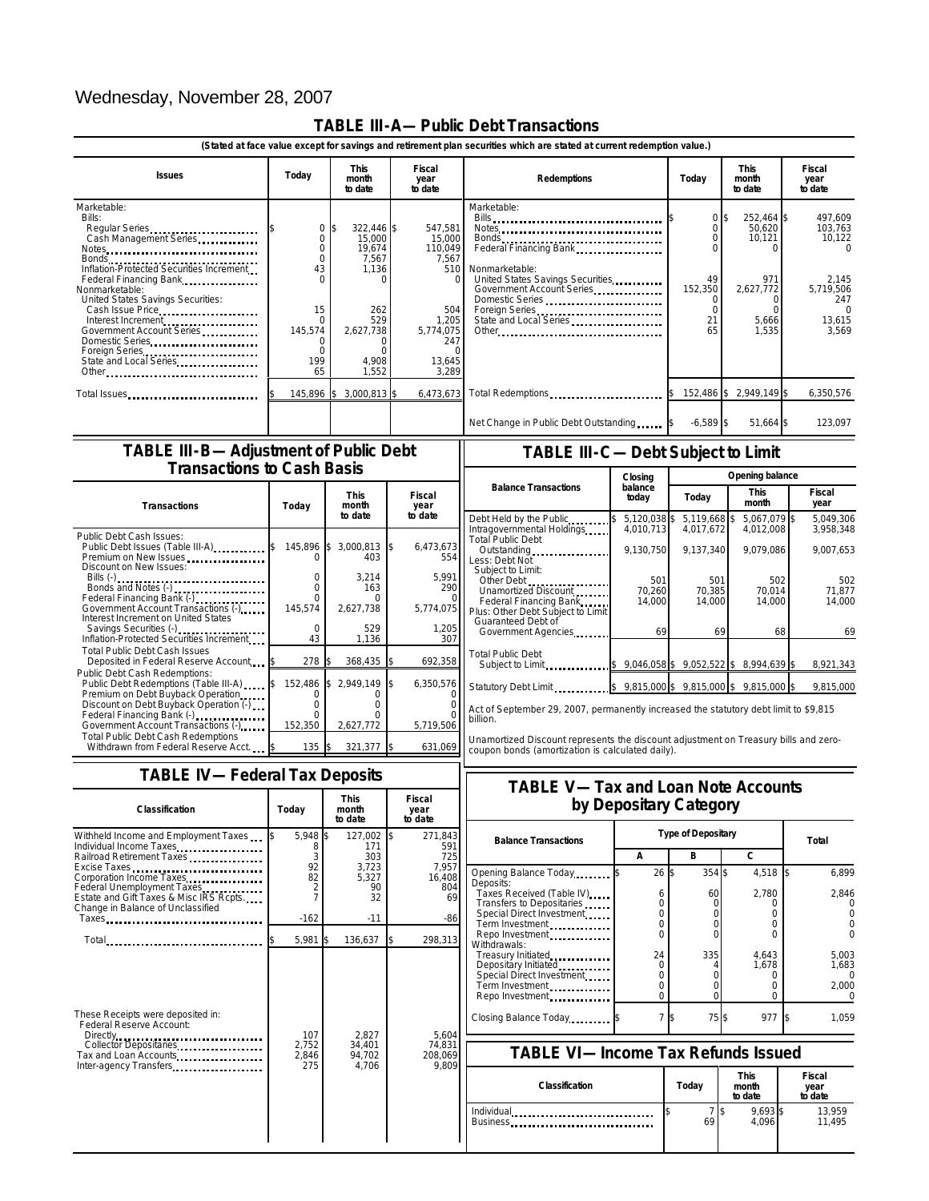Wednesday, November 28, 2007

## TABLE III-A— Public Debt Transactions

**(Stated at face value except for savings and retirement plan securities which are stated at current redemption value.)**

| Issues | Today | This month to date | Fiscal year to date | Redemptions | Today | This month to date | Fiscal year to date |
|---|---|---|---|---|---|---|---|
| Marketable: | | | | Marketable: | | | |
| Bills: | | | | Bills | $ 0 | $ 252,464 | $ 497,609 |
| Regular Series | $ 0 | $ 322,446 | $ 547,581 | Notes | 0 | 50,620 | 103,763 |
| Cash Management Series | 0 | 15,000 | 15,000 | Bonds | 0 | 10,121 | 10,122 |
| Notes | 0 | 19,674 | 110,049 | Federal Financing Bank | 0 | 0 | 0 |
| Bonds | 0 | 7,567 | 7,567 | | | | |
| Inflation-Protected Securities Increment | 43 | 1,136 | 510 | Nonmarketable: | | | |
| Federal Financing Bank | 0 | 0 | 0 | United States Savings Securities | 49 | 971 | 2,145 |
| Nonmarketable: | | | | Government Account Series | 152,350 | 2,627,772 | 5,719,506 |
| United States Savings Securities: | | | | Domestic Series | 0 | 0 | 247 |
| Cash Issue Price | 15 | 262 | 504 | Foreign Series | 0 | 0 | 0 |
| Interest Increment | 0 | 529 | 1,205 | State and Local Series | 21 | 5,666 | 13,615 |
| Government Account Series | 145,574 | 2,627,738 | 5,774,075 | Other | 65 | 1,535 | 3,569 |
| Domestic Series | 0 | 0 | 247 | | | | |
| Foreign Series | 0 | 0 | 0 | | | | |
| State and Local Series | 199 | 4,908 | 13,645 | | | | |
| Other | 65 | 1,552 | 3,289 | | | | |
| Total Issues | $ 145,896 | $ 3,000,813 | $ 6,473,673 | Total Redemptions | $ 152,486 | $ 2,949,149 | $ 6,350,576 |
| | | | | Net Change in Public Debt Outstanding | $ -6,589 | $ 51,664 | $ 123,097 |

## TABLE III-B— Adjustment of Public Debt Transactions to Cash Basis

| Transactions | Today | This month to date | Fiscal year to date |
|---|---|---|---|
| Public Debt Cash Issues: | | | |
| Public Debt Issues (Table III-A) | $ 145,896 | $ 3,000,813 | $ 6,473,673 |
| Premium on New Issues | 0 | 403 | 554 |
| Discount on New Issues: | | | |
| Bills (-) | 0 | 3,214 | 5,991 |
| Bonds and Notes (-) | 0 | 163 | 290 |
| Federal Financing Bank (-) | 0 | 0 | 0 |
| Government Account Transactions (-) | 145,574 | 2,627,738 | 5,774,075 |
| Interest Increment on United States Savings Securities (-) | 0 | 529 | 1,205 |
| Inflation-Protected Securities Increment | 43 | 1,136 | 307 |
| Total Public Debt Cash Issues Deposited in Federal Reserve Account | $ 278 | $ 368,435 | $ 692,358 |
| Public Debt Cash Redemptions: | | | |
| Public Debt Redemptions (Table III-A) | $ 152,486 | $ 2,949,149 | $ 6,350,576 |
| Premium on Debt Buyback Operation | 0 | 0 | 0 |
| Discount on Debt Buyback Operation (-) | 0 | 0 | 0 |
| Federal Financing Bank (-) | 0 | 0 | 0 |
| Government Account Transactions (-) | 152,350 | 2,627,772 | 5,719,506 |
| Total Public Debt Cash Redemptions Withdrawn from Federal Reserve Acct. | $ 135 | $ 321,377 | $ 631,069 |

## TABLE III-C— Debt Subject to Limit

| Balance Transactions | Closing balance today | Opening balance Today | This month | Fiscal year |
|---|---|---|---|---|
| Debt Held by the Public | $ 5,120,038 | $ 5,119,668 | $ 5,067,079 | $ 5,049,306 |
| Intragovernmental Holdings | 4,010,713 | 4,017,672 | 4,012,008 | 3,958,348 |
| Total Public Debt Outstanding | 9,130,750 | 9,137,340 | 9,079,086 | 9,007,653 |
| Less: Debt Not Subject to Limit: | | | | |
| Other Debt | 501 | 501 | 502 | 502 |
| Unamortized Discount | 70,260 | 70,385 | 70,014 | 71,877 |
| Federal Financing Bank | 14,000 | 14,000 | 14,000 | 14,000 |
| Plus: Other Debt Subject to Limit Guaranteed Debt of Government Agencies | 69 | 69 | 68 | 69 |
| Total Public Debt Subject to Limit | $ 9,046,058 | $ 9,052,522 | $ 8,994,639 | $ 8,921,343 |
| Statutory Debt Limit | $ 9,815,000 | $ 9,815,000 | $ 9,815,000 | $ 9,815,000 |

Act of September 29, 2007, permanently increased the statutory debt limit to $9,815 billion.

Unamortized Discount represents the discount adjustment on Treasury bills and zero-coupon bonds (amortization is calculated daily).

## TABLE IV— Federal Tax Deposits

| Classification | Today | This month to date | Fiscal year to date |
|---|---|---|---|
| Withheld Income and Employment Taxes | $ 5,948 | $ 127,002 | $ 271,843 |
| Individual Income Taxes | 8 | 171 | 591 |
| Railroad Retirement Taxes | 3 | 303 | 725 |
| Excise Taxes | 92 | 3,723 | 7,957 |
| Corporation Income Taxes | 82 | 5,327 | 16,408 |
| Federal Unemployment Taxes | 2 | 90 | 804 |
| Estate and Gift Taxes & Misc IRS Rcpts. | 7 | 32 | 69 |
| Change in Balance of Unclassified Taxes | -162 | -11 | -86 |
| Total | $ 5,981 | $ 136,637 | $ 298,313 |
| These Receipts were deposited in: | | | |
| Federal Reserve Account: | | | |
| Directly | 107 | 2,827 | 5,604 |
| Collector Depositaries | 2,752 | 34,401 | 74,831 |
| Tax and Loan Accounts | 2,846 | 94,702 | 208,069 |
| Inter-agency Transfers | 275 | 4,706 | 9,809 |

## TABLE V— Tax and Loan Note Accounts by Depositary Category

| Balance Transactions | Type of Depositary A | B | C | Total |
|---|---|---|---|---|
| Opening Balance Today | $ 26 | $ 354 | $ 4,518 | $ 6,899 |
| Deposits: | | | | |
| Taxes Received (Table IV) | 6 | 60 | 2,780 | 2,846 |
| Transfers to Depositaries | 0 | 0 | 0 | 0 |
| Special Direct Investment | 0 | 0 | 0 | 0 |
| Term Investment | 0 | 0 | 0 | 0 |
| Repo Investment | 0 | 0 | 0 | 0 |
| Withdrawals: | | | | |
| Treasury Initiated | 24 | 335 | 4,643 | 5,003 |
| Depositary Initiated | 0 | 4 | 1,678 | 1,683 |
| Special Direct Investment | 0 | 0 | 0 | 0 |
| Term Investment | 0 | 0 | 0 | 2,000 |
| Repo Investment | 0 | 0 | 0 | 0 |
| Closing Balance Today | $ 7 | $ 75 | $ 977 | $ 1,059 |

## TABLE VI— Income Tax Refunds Issued

| Classification | Today | This month to date | Fiscal year to date |
|---|---|---|---|
| Individual | $ 7 | $ 9,693 | $ 13,959 |
| Business | 69 | 4,096 | 11,495 |